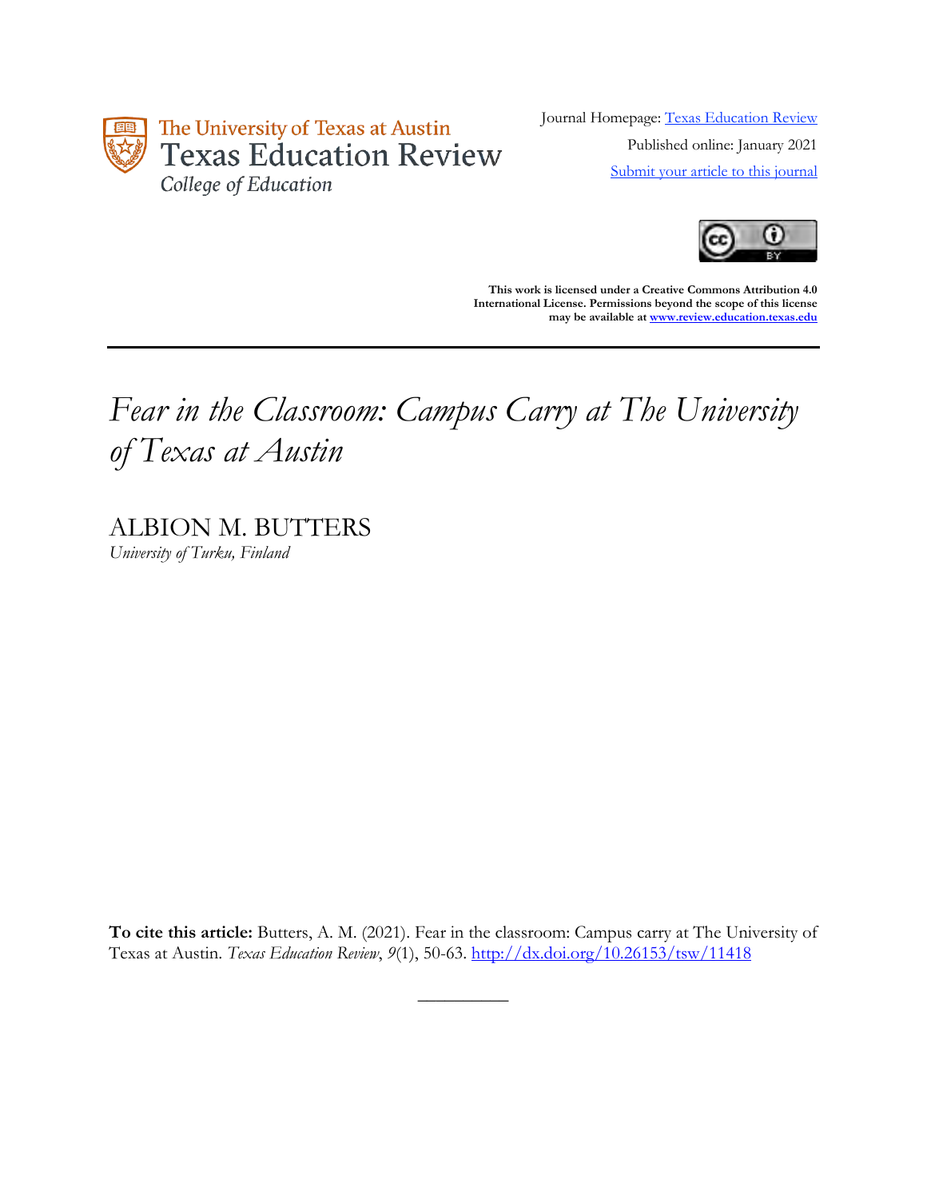The University of Texas at Austin
Texas Education Review
College of Education

Journal Homepage: [Texas Education Review](#)

Published online: January 2021

[Submit your article to this journal](#)

**This work is licensed under a Creative Commons Attribution 4.0 International License. Permissions beyond the scope of this license may be available at [www.review.education.texas.edu](http://www.review.education.texas.edu)**

---

# *Fear in the Classroom: Campus Carry at The University of Texas at Austin*

ALBION M. BUTTERS
*University of Turku, Finland*

**To cite this article:** Butters, A. M. (2021). Fear in the classroom: Campus carry at The University of Texas at Austin. *Texas Education Review*, *9*(1), 50-63. [http://dx.doi.org/10.26153/tsw/11418](http://dx.doi.org/10.26153/tsw/11418)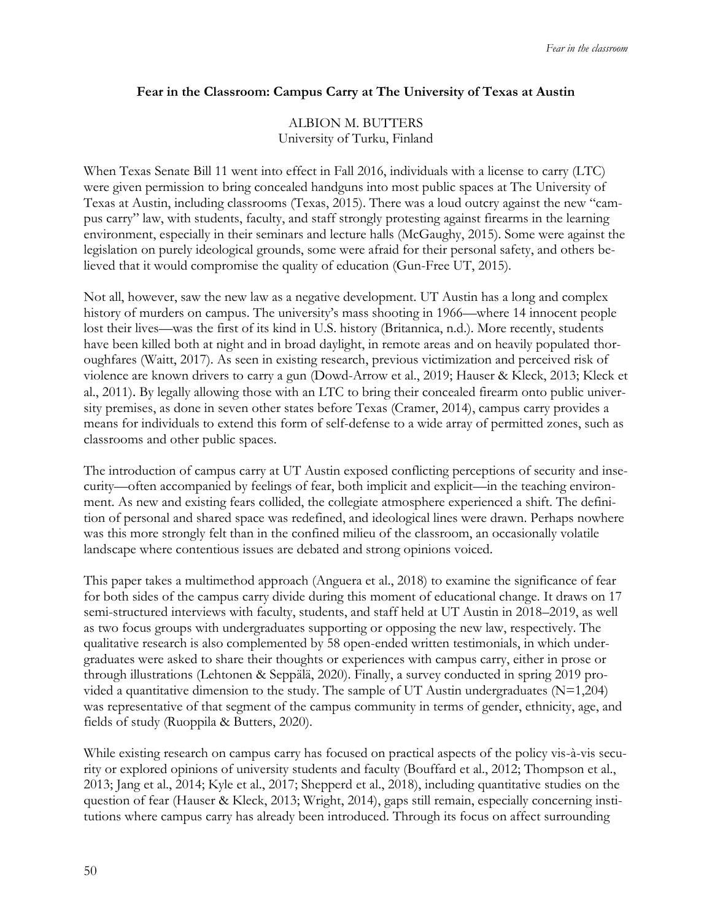**Fear in the Classroom: Campus Carry at The University of Texas at Austin**

ALBION M. BUTTERS
University of Turku, Finland

When Texas Senate Bill 11 went into effect in Fall 2016, individuals with a license to carry (LTC) were given permission to bring concealed handguns into most public spaces at The University of Texas at Austin, including classrooms (Texas, 2015). There was a loud outcry against the new "campus carry" law, with students, faculty, and staff strongly protesting against firearms in the learning environment, especially in their seminars and lecture halls (McGaughy, 2015). Some were against the legislation on purely ideological grounds, some were afraid for their personal safety, and others believed that it would compromise the quality of education (Gun-Free UT, 2015).

Not all, however, saw the new law as a negative development. UT Austin has a long and complex history of murders on campus. The university's mass shooting in 1966—where 14 innocent people lost their lives—was the first of its kind in U.S. history (Britannica, n.d.). More recently, students have been killed both at night and in broad daylight, in remote areas and on heavily populated thoroughfares (Waitt, 2017). As seen in existing research, previous victimization and perceived risk of violence are known drivers to carry a gun (Dowd-Arrow et al., 2019; Hauser & Kleck, 2013; Kleck et al., 2011). By legally allowing those with an LTC to bring their concealed firearm onto public university premises, as done in seven other states before Texas (Cramer, 2014), campus carry provides a means for individuals to extend this form of self-defense to a wide array of permitted zones, such as classrooms and other public spaces.

The introduction of campus carry at UT Austin exposed conflicting perceptions of security and insecurity—often accompanied by feelings of fear, both implicit and explicit—in the teaching environment. As new and existing fears collided, the collegiate atmosphere experienced a shift. The definition of personal and shared space was redefined, and ideological lines were drawn. Perhaps nowhere was this more strongly felt than in the confined milieu of the classroom, an occasionally volatile landscape where contentious issues are debated and strong opinions voiced.

This paper takes a multimethod approach (Anguera et al., 2018) to examine the significance of fear for both sides of the campus carry divide during this moment of educational change. It draws on 17 semi-structured interviews with faculty, students, and staff held at UT Austin in 2018–2019, as well as two focus groups with undergraduates supporting or opposing the new law, respectively. The qualitative research is also complemented by 58 open-ended written testimonials, in which undergraduates were asked to share their thoughts or experiences with campus carry, either in prose or through illustrations (Lehtonen & Seppälä, 2020). Finally, a survey conducted in spring 2019 provided a quantitative dimension to the study. The sample of UT Austin undergraduates (N=1,204) was representative of that segment of the campus community in terms of gender, ethnicity, age, and fields of study (Ruoppila & Butters, 2020).

While existing research on campus carry has focused on practical aspects of the policy vis-à-vis security or explored opinions of university students and faculty (Bouffard et al., 2012; Thompson et al., 2013; Jang et al., 2014; Kyle et al., 2017; Shepperd et al., 2018), including quantitative studies on the question of fear (Hauser & Kleck, 2013; Wright, 2014), gaps still remain, especially concerning institutions where campus carry has already been introduced. Through its focus on affect surrounding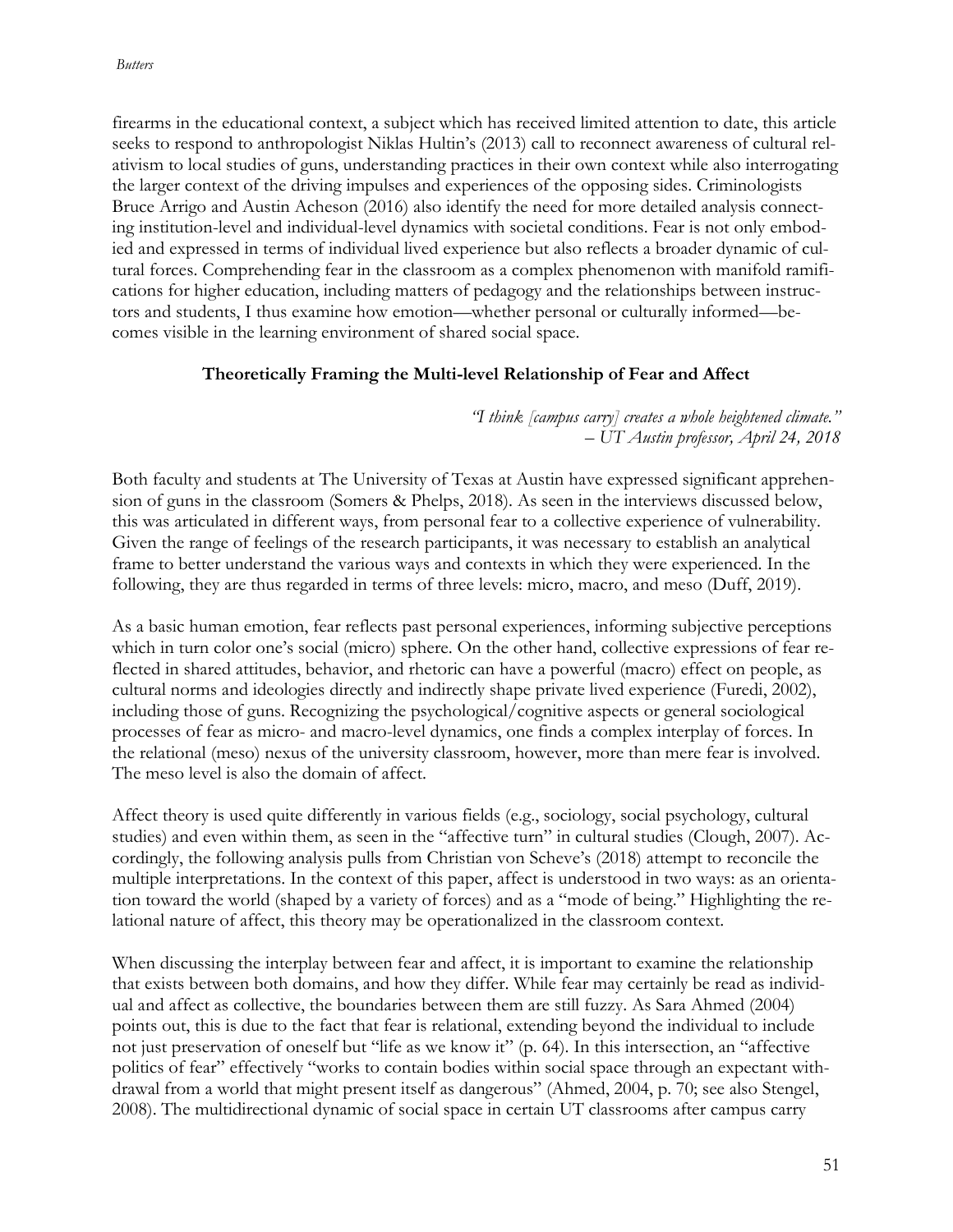firearms in the educational context, a subject which has received limited attention to date, this article seeks to respond to anthropologist Niklas Hultin's (2013) call to reconnect awareness of cultural relativism to local studies of guns, understanding practices in their own context while also interrogating the larger context of the driving impulses and experiences of the opposing sides. Criminologists Bruce Arrigo and Austin Acheson (2016) also identify the need for more detailed analysis connecting institution-level and individual-level dynamics with societal conditions. Fear is not only embodied and expressed in terms of individual lived experience but also reflects a broader dynamic of cultural forces. Comprehending fear in the classroom as a complex phenomenon with manifold ramifications for higher education, including matters of pedagogy and the relationships between instructors and students, I thus examine how emotion—whether personal or culturally informed—becomes visible in the learning environment of shared social space.

### Theoretically Framing the Multi-level Relationship of Fear and Affect

> *"I think [campus carry] creates a whole heightened climate."*
> *– UT Austin professor, April 24, 2018*

Both faculty and students at The University of Texas at Austin have expressed significant apprehension of guns in the classroom (Somers & Phelps, 2018). As seen in the interviews discussed below, this was articulated in different ways, from personal fear to a collective experience of vulnerability. Given the range of feelings of the research participants, it was necessary to establish an analytical frame to better understand the various ways and contexts in which they were experienced. In the following, they are thus regarded in terms of three levels: micro, macro, and meso (Duff, 2019).

As a basic human emotion, fear reflects past personal experiences, informing subjective perceptions which in turn color one's social (micro) sphere. On the other hand, collective expressions of fear reflected in shared attitudes, behavior, and rhetoric can have a powerful (macro) effect on people, as cultural norms and ideologies directly and indirectly shape private lived experience (Furedi, 2002), including those of guns. Recognizing the psychological/cognitive aspects or general sociological processes of fear as micro- and macro-level dynamics, one finds a complex interplay of forces. In the relational (meso) nexus of the university classroom, however, more than mere fear is involved. The meso level is also the domain of affect.

Affect theory is used quite differently in various fields (e.g., sociology, social psychology, cultural studies) and even within them, as seen in the "affective turn" in cultural studies (Clough, 2007). Accordingly, the following analysis pulls from Christian von Scheve's (2018) attempt to reconcile the multiple interpretations. In the context of this paper, affect is understood in two ways: as an orientation toward the world (shaped by a variety of forces) and as a "mode of being." Highlighting the relational nature of affect, this theory may be operationalized in the classroom context.

When discussing the interplay between fear and affect, it is important to examine the relationship that exists between both domains, and how they differ. While fear may certainly be read as individual and affect as collective, the boundaries between them are still fuzzy. As Sara Ahmed (2004) points out, this is due to the fact that fear is relational, extending beyond the individual to include not just preservation of oneself but "life as we know it" (p. 64). In this intersection, an "affective politics of fear" effectively "works to contain bodies within social space through an expectant withdrawal from a world that might present itself as dangerous" (Ahmed, 2004, p. 70; see also Stengel, 2008). The multidirectional dynamic of social space in certain UT classrooms after campus carry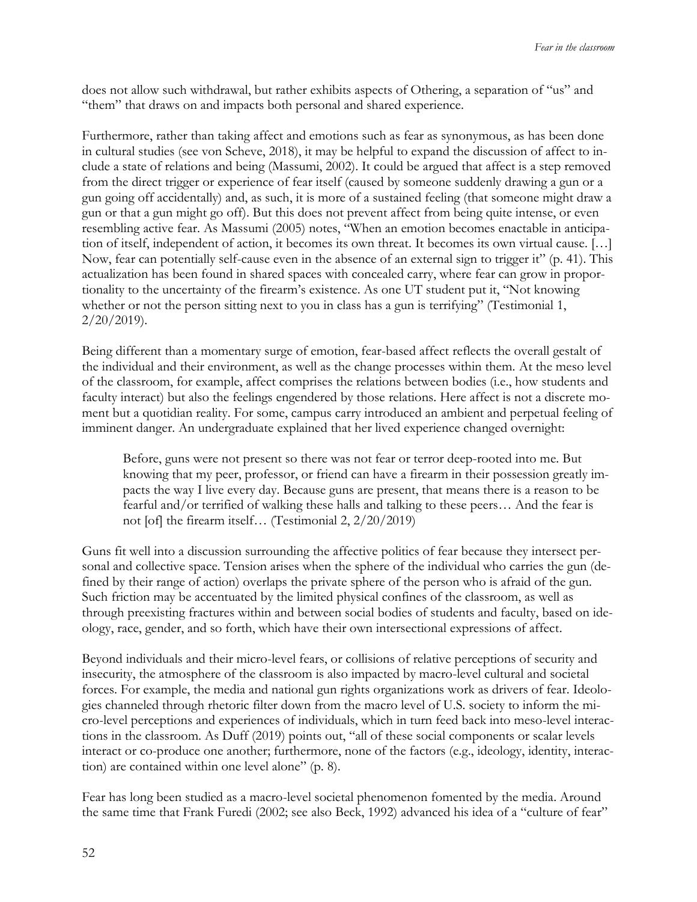does not allow such withdrawal, but rather exhibits aspects of Othering, a separation of "us" and "them" that draws on and impacts both personal and shared experience.

Furthermore, rather than taking affect and emotions such as fear as synonymous, as has been done in cultural studies (see von Scheve, 2018), it may be helpful to expand the discussion of affect to include a state of relations and being (Massumi, 2002). It could be argued that affect is a step removed from the direct trigger or experience of fear itself (caused by someone suddenly drawing a gun or a gun going off accidentally) and, as such, it is more of a sustained feeling (that someone might draw a gun or that a gun might go off). But this does not prevent affect from being quite intense, or even resembling active fear. As Massumi (2005) notes, "When an emotion becomes enactable in anticipation of itself, independent of action, it becomes its own threat. It becomes its own virtual cause. […] Now, fear can potentially self-cause even in the absence of an external sign to trigger it" (p. 41). This actualization has been found in shared spaces with concealed carry, where fear can grow in proportionality to the uncertainty of the firearm's existence. As one UT student put it, "Not knowing whether or not the person sitting next to you in class has a gun is terrifying" (Testimonial 1, 2/20/2019).

Being different than a momentary surge of emotion, fear-based affect reflects the overall gestalt of the individual and their environment, as well as the change processes within them. At the meso level of the classroom, for example, affect comprises the relations between bodies (i.e., how students and faculty interact) but also the feelings engendered by those relations. Here affect is not a discrete moment but a quotidian reality. For some, campus carry introduced an ambient and perpetual feeling of imminent danger. An undergraduate explained that her lived experience changed overnight:

> Before, guns were not present so there was not fear or terror deep-rooted into me. But knowing that my peer, professor, or friend can have a firearm in their possession greatly impacts the way I live every day. Because guns are present, that means there is a reason to be fearful and/or terrified of walking these halls and talking to these peers… And the fear is not [of] the firearm itself… (Testimonial 2, 2/20/2019)

Guns fit well into a discussion surrounding the affective politics of fear because they intersect personal and collective space. Tension arises when the sphere of the individual who carries the gun (defined by their range of action) overlaps the private sphere of the person who is afraid of the gun. Such friction may be accentuated by the limited physical confines of the classroom, as well as through preexisting fractures within and between social bodies of students and faculty, based on ideology, race, gender, and so forth, which have their own intersectional expressions of affect.

Beyond individuals and their micro-level fears, or collisions of relative perceptions of security and insecurity, the atmosphere of the classroom is also impacted by macro-level cultural and societal forces. For example, the media and national gun rights organizations work as drivers of fear. Ideologies channeled through rhetoric filter down from the macro level of U.S. society to inform the micro-level perceptions and experiences of individuals, which in turn feed back into meso-level interactions in the classroom. As Duff (2019) points out, "all of these social components or scalar levels interact or co-produce one another; furthermore, none of the factors (e.g., ideology, identity, interaction) are contained within one level alone" (p. 8).

Fear has long been studied as a macro-level societal phenomenon fomented by the media. Around the same time that Frank Furedi (2002; see also Beck, 1992) advanced his idea of a "culture of fear"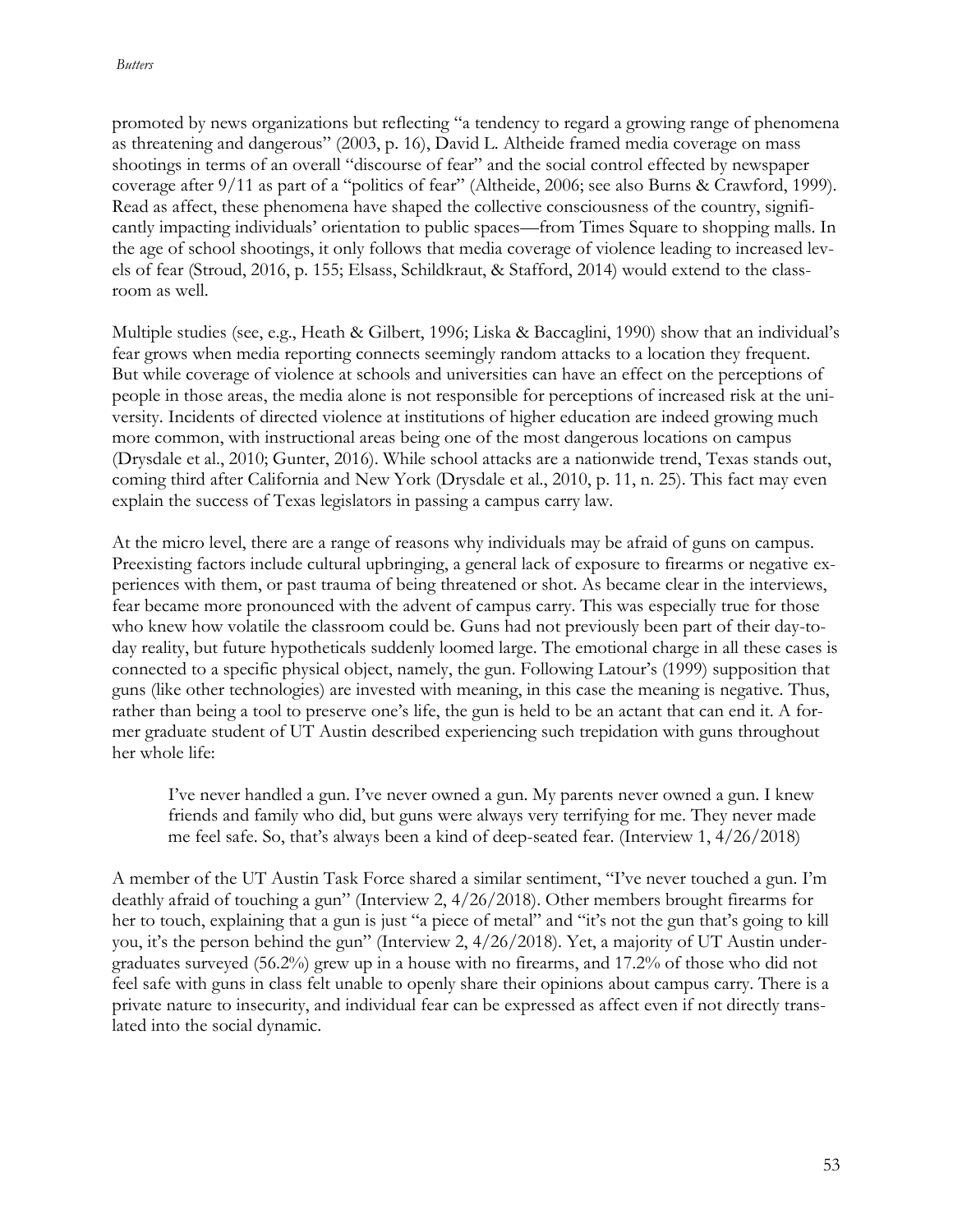promoted by news organizations but reflecting "a tendency to regard a growing range of phenomena as threatening and dangerous" (2003, p. 16), David L. Altheide framed media coverage on mass shootings in terms of an overall "discourse of fear" and the social control effected by newspaper coverage after 9/11 as part of a "politics of fear" (Altheide, 2006; see also Burns & Crawford, 1999). Read as affect, these phenomena have shaped the collective consciousness of the country, significantly impacting individuals' orientation to public spaces—from Times Square to shopping malls. In the age of school shootings, it only follows that media coverage of violence leading to increased levels of fear (Stroud, 2016, p. 155; Elsass, Schildkraut, & Stafford, 2014) would extend to the classroom as well.

Multiple studies (see, e.g., Heath & Gilbert, 1996; Liska & Baccaglini, 1990) show that an individual's fear grows when media reporting connects seemingly random attacks to a location they frequent. But while coverage of violence at schools and universities can have an effect on the perceptions of people in those areas, the media alone is not responsible for perceptions of increased risk at the university. Incidents of directed violence at institutions of higher education are indeed growing much more common, with instructional areas being one of the most dangerous locations on campus (Drysdale et al., 2010; Gunter, 2016). While school attacks are a nationwide trend, Texas stands out, coming third after California and New York (Drysdale et al., 2010, p. 11, n. 25). This fact may even explain the success of Texas legislators in passing a campus carry law.

At the micro level, there are a range of reasons why individuals may be afraid of guns on campus. Preexisting factors include cultural upbringing, a general lack of exposure to firearms or negative experiences with them, or past trauma of being threatened or shot. As became clear in the interviews, fear became more pronounced with the advent of campus carry. This was especially true for those who knew how volatile the classroom could be. Guns had not previously been part of their day-to-day reality, but future hypotheticals suddenly loomed large. The emotional charge in all these cases is connected to a specific physical object, namely, the gun. Following Latour's (1999) supposition that guns (like other technologies) are invested with meaning, in this case the meaning is negative. Thus, rather than being a tool to preserve one's life, the gun is held to be an actant that can end it. A former graduate student of UT Austin described experiencing such trepidation with guns throughout her whole life:

> I've never handled a gun. I've never owned a gun. My parents never owned a gun. I knew friends and family who did, but guns were always very terrifying for me. They never made me feel safe. So, that's always been a kind of deep-seated fear. (Interview 1, 4/26/2018)

A member of the UT Austin Task Force shared a similar sentiment, "I've never touched a gun. I'm deathly afraid of touching a gun" (Interview 2, 4/26/2018). Other members brought firearms for her to touch, explaining that a gun is just "a piece of metal" and "it's not the gun that's going to kill you, it's the person behind the gun" (Interview 2, 4/26/2018). Yet, a majority of UT Austin undergraduates surveyed (56.2%) grew up in a house with no firearms, and 17.2% of those who did not feel safe with guns in class felt unable to openly share their opinions about campus carry. There is a private nature to insecurity, and individual fear can be expressed as affect even if not directly translated into the social dynamic.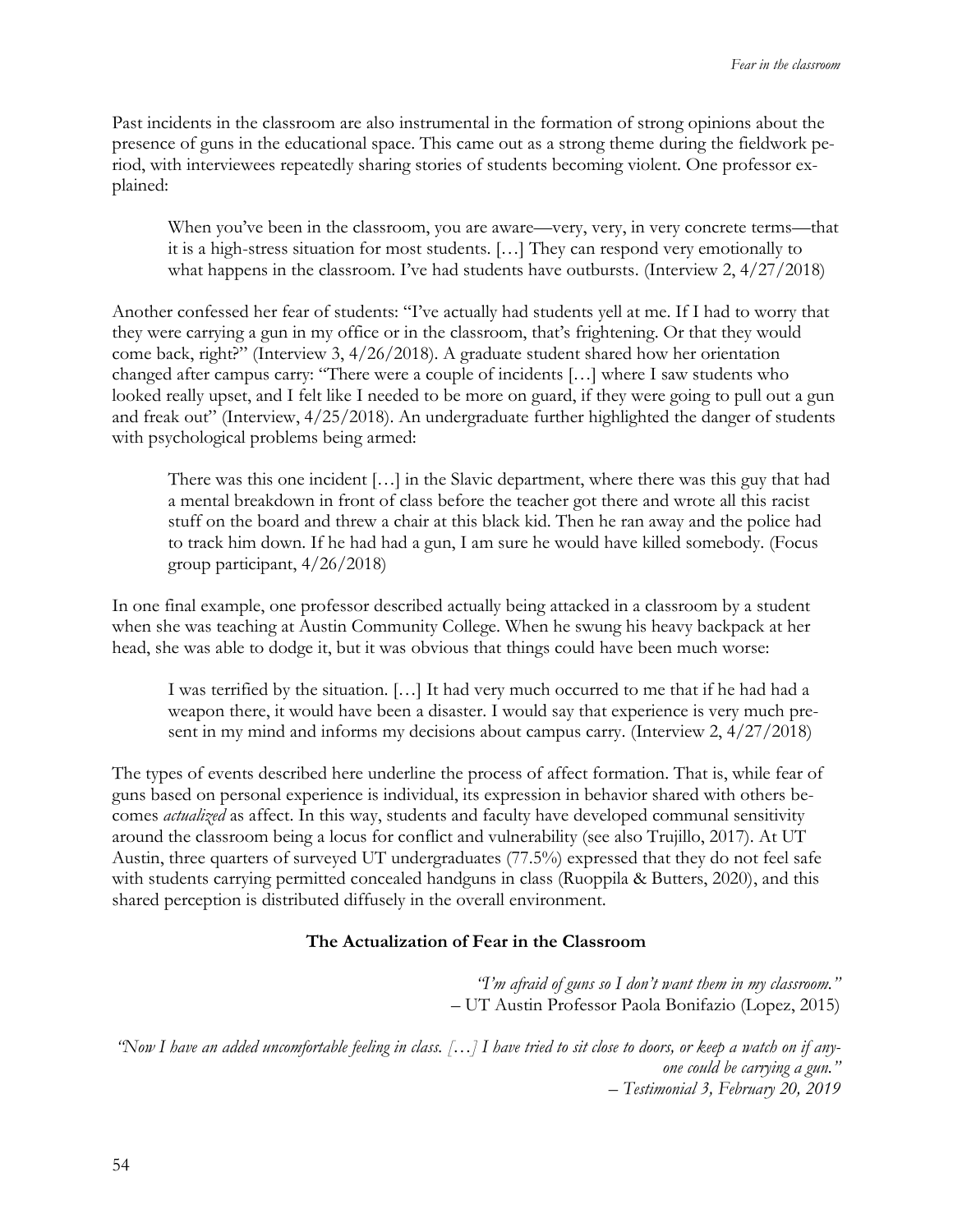Past incidents in the classroom are also instrumental in the formation of strong opinions about the presence of guns in the educational space. This came out as a strong theme during the fieldwork period, with interviewees repeatedly sharing stories of students becoming violent. One professor explained:

> When you've been in the classroom, you are aware—very, very, in very concrete terms—that it is a high-stress situation for most students. […] They can respond very emotionally to what happens in the classroom. I've had students have outbursts. (Interview 2, 4/27/2018)

Another confessed her fear of students: "I've actually had students yell at me. If I had to worry that they were carrying a gun in my office or in the classroom, that's frightening. Or that they would come back, right?" (Interview 3, 4/26/2018). A graduate student shared how her orientation changed after campus carry: "There were a couple of incidents […] where I saw students who looked really upset, and I felt like I needed to be more on guard, if they were going to pull out a gun and freak out" (Interview, 4/25/2018). An undergraduate further highlighted the danger of students with psychological problems being armed:

> There was this one incident […] in the Slavic department, where there was this guy that had a mental breakdown in front of class before the teacher got there and wrote all this racist stuff on the board and threw a chair at this black kid. Then he ran away and the police had to track him down. If he had had a gun, I am sure he would have killed somebody. (Focus group participant, 4/26/2018)

In one final example, one professor described actually being attacked in a classroom by a student when she was teaching at Austin Community College. When he swung his heavy backpack at her head, she was able to dodge it, but it was obvious that things could have been much worse:

> I was terrified by the situation. […] It had very much occurred to me that if he had had a weapon there, it would have been a disaster. I would say that experience is very much present in my mind and informs my decisions about campus carry. (Interview 2, 4/27/2018)

The types of events described here underline the process of affect formation. That is, while fear of guns based on personal experience is individual, its expression in behavior shared with others becomes *actualized* as affect. In this way, students and faculty have developed communal sensitivity around the classroom being a locus for conflict and vulnerability (see also Trujillo, 2017). At UT Austin, three quarters of surveyed UT undergraduates (77.5%) expressed that they do not feel safe with students carrying permitted concealed handguns in class (Ruoppila & Butters, 2020), and this shared perception is distributed diffusely in the overall environment.

## The Actualization of Fear in the Classroom

*"I'm afraid of guns so I don't want them in my classroom."*
– UT Austin Professor Paola Bonifazio (Lopez, 2015)

*"Now I have an added uncomfortable feeling in class. […] I have tried to sit close to doors, or keep a watch on if anyone could be carrying a gun."*
*– Testimonial 3, February 20, 2019*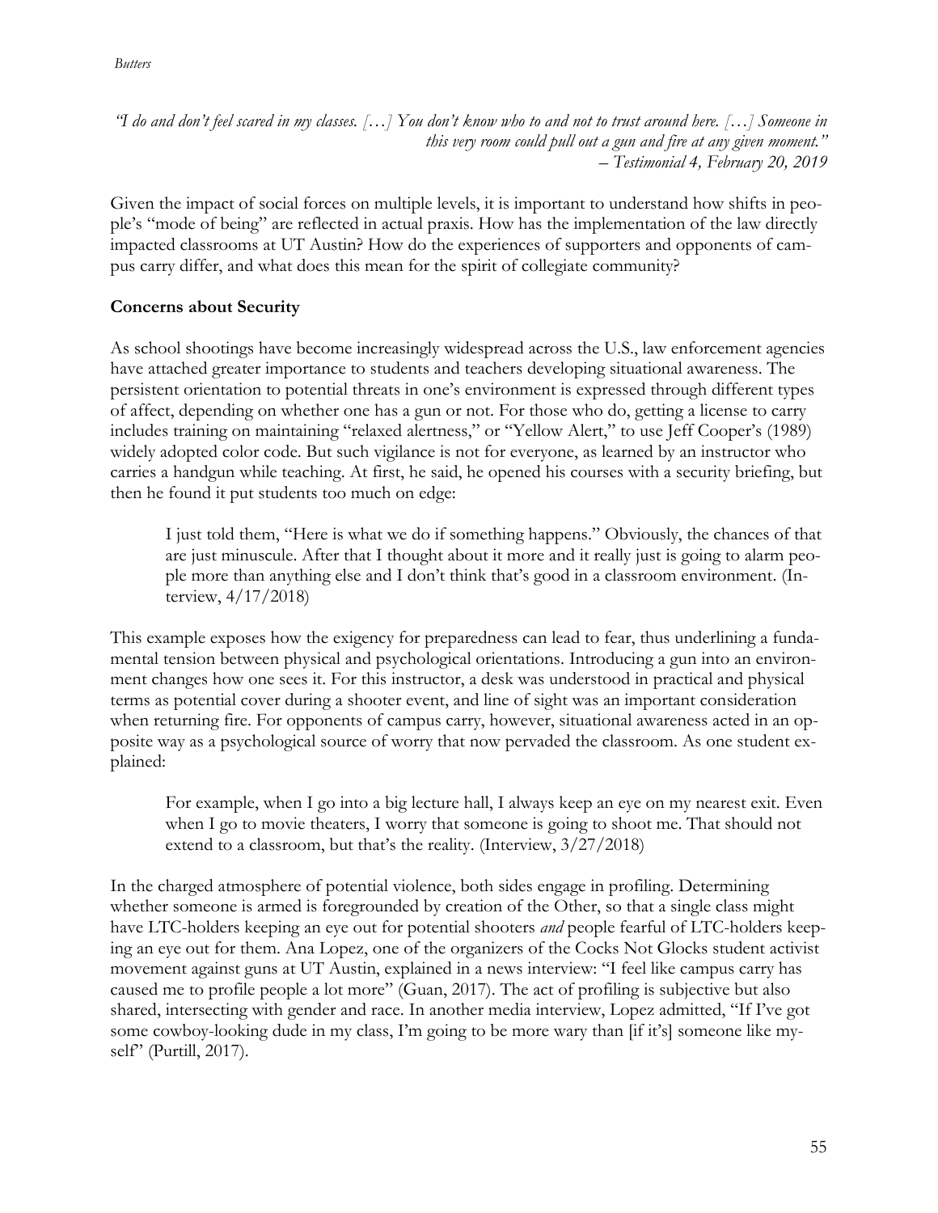*"I do and don't feel scared in my classes. […] You don't know who to and not to trust around here. […] Someone in this very room could pull out a gun and fire at any given moment."*
*– Testimonial 4, February 20, 2019*

Given the impact of social forces on multiple levels, it is important to understand how shifts in people's "mode of being" are reflected in actual praxis. How has the implementation of the law directly impacted classrooms at UT Austin? How do the experiences of supporters and opponents of campus carry differ, and what does this mean for the spirit of collegiate community?

**Concerns about Security**

As school shootings have become increasingly widespread across the U.S., law enforcement agencies have attached greater importance to students and teachers developing situational awareness. The persistent orientation to potential threats in one's environment is expressed through different types of affect, depending on whether one has a gun or not. For those who do, getting a license to carry includes training on maintaining "relaxed alertness," or "Yellow Alert," to use Jeff Cooper's (1989) widely adopted color code. But such vigilance is not for everyone, as learned by an instructor who carries a handgun while teaching. At first, he said, he opened his courses with a security briefing, but then he found it put students too much on edge:

> I just told them, "Here is what we do if something happens." Obviously, the chances of that are just minuscule. After that I thought about it more and it really just is going to alarm people more than anything else and I don't think that's good in a classroom environment. (Interview, 4/17/2018)

This example exposes how the exigency for preparedness can lead to fear, thus underlining a fundamental tension between physical and psychological orientations. Introducing a gun into an environment changes how one sees it. For this instructor, a desk was understood in practical and physical terms as potential cover during a shooter event, and line of sight was an important consideration when returning fire. For opponents of campus carry, however, situational awareness acted in an opposite way as a psychological source of worry that now pervaded the classroom. As one student explained:

> For example, when I go into a big lecture hall, I always keep an eye on my nearest exit. Even when I go to movie theaters, I worry that someone is going to shoot me. That should not extend to a classroom, but that's the reality. (Interview, 3/27/2018)

In the charged atmosphere of potential violence, both sides engage in profiling. Determining whether someone is armed is foregrounded by creation of the Other, so that a single class might have LTC-holders keeping an eye out for potential shooters *and* people fearful of LTC-holders keeping an eye out for them. Ana Lopez, one of the organizers of the Cocks Not Glocks student activist movement against guns at UT Austin, explained in a news interview: "I feel like campus carry has caused me to profile people a lot more" (Guan, 2017). The act of profiling is subjective but also shared, intersecting with gender and race. In another media interview, Lopez admitted, "If I've got some cowboy-looking dude in my class, I'm going to be more wary than [if it's] someone like myself" (Purtill, 2017).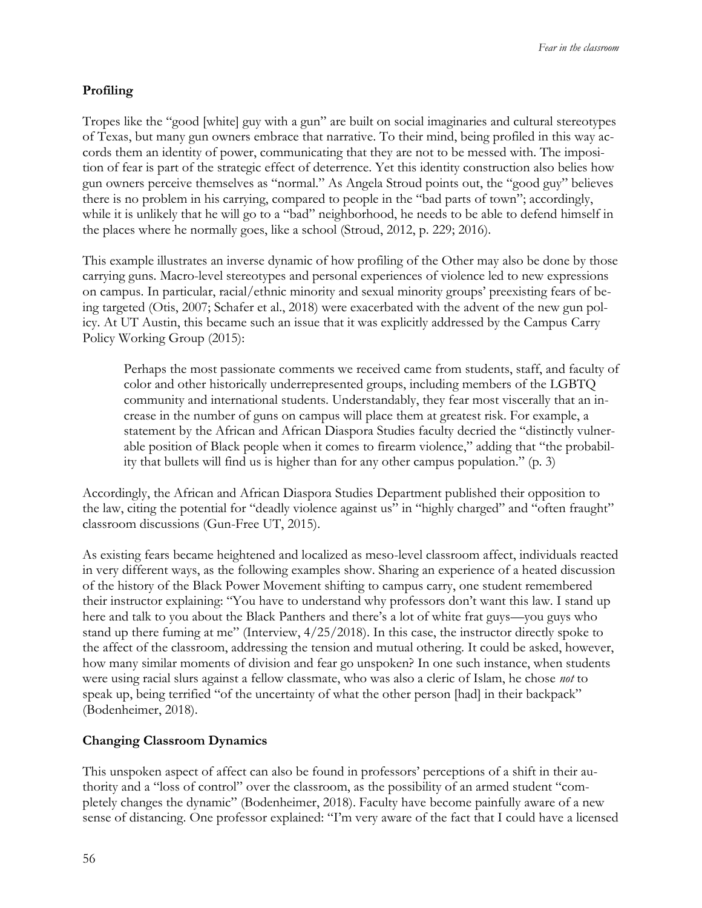**Profiling**

Tropes like the "good [white] guy with a gun" are built on social imaginaries and cultural stereotypes of Texas, but many gun owners embrace that narrative. To their mind, being profiled in this way accords them an identity of power, communicating that they are not to be messed with. The imposition of fear is part of the strategic effect of deterrence. Yet this identity construction also belies how gun owners perceive themselves as "normal." As Angela Stroud points out, the "good guy" believes there is no problem in his carrying, compared to people in the "bad parts of town"; accordingly, while it is unlikely that he will go to a "bad" neighborhood, he needs to be able to defend himself in the places where he normally goes, like a school (Stroud, 2012, p. 229; 2016).

This example illustrates an inverse dynamic of how profiling of the Other may also be done by those carrying guns. Macro-level stereotypes and personal experiences of violence led to new expressions on campus. In particular, racial/ethnic minority and sexual minority groups' preexisting fears of being targeted (Otis, 2007; Schafer et al., 2018) were exacerbated with the advent of the new gun policy. At UT Austin, this became such an issue that it was explicitly addressed by the Campus Carry Policy Working Group (2015):

> Perhaps the most passionate comments we received came from students, staff, and faculty of color and other historically underrepresented groups, including members of the LGBTQ community and international students. Understandably, they fear most viscerally that an increase in the number of guns on campus will place them at greatest risk. For example, a statement by the African and African Diaspora Studies faculty decried the "distinctly vulnerable position of Black people when it comes to firearm violence," adding that "the probability that bullets will find us is higher than for any other campus population." (p. 3)

Accordingly, the African and African Diaspora Studies Department published their opposition to the law, citing the potential for "deadly violence against us" in "highly charged" and "often fraught" classroom discussions (Gun-Free UT, 2015).

As existing fears became heightened and localized as meso-level classroom affect, individuals reacted in very different ways, as the following examples show. Sharing an experience of a heated discussion of the history of the Black Power Movement shifting to campus carry, one student remembered their instructor explaining: "You have to understand why professors don't want this law. I stand up here and talk to you about the Black Panthers and there's a lot of white frat guys—you guys who stand up there fuming at me" (Interview, 4/25/2018). In this case, the instructor directly spoke to the affect of the classroom, addressing the tension and mutual othering. It could be asked, however, how many similar moments of division and fear go unspoken? In one such instance, when students were using racial slurs against a fellow classmate, who was also a cleric of Islam, he chose *not* to speak up, being terrified "of the uncertainty of what the other person [had] in their backpack" (Bodenheimer, 2018).

**Changing Classroom Dynamics**

This unspoken aspect of affect can also be found in professors' perceptions of a shift in their authority and a "loss of control" over the classroom, as the possibility of an armed student "completely changes the dynamic" (Bodenheimer, 2018). Faculty have become painfully aware of a new sense of distancing. One professor explained: "I'm very aware of the fact that I could have a licensed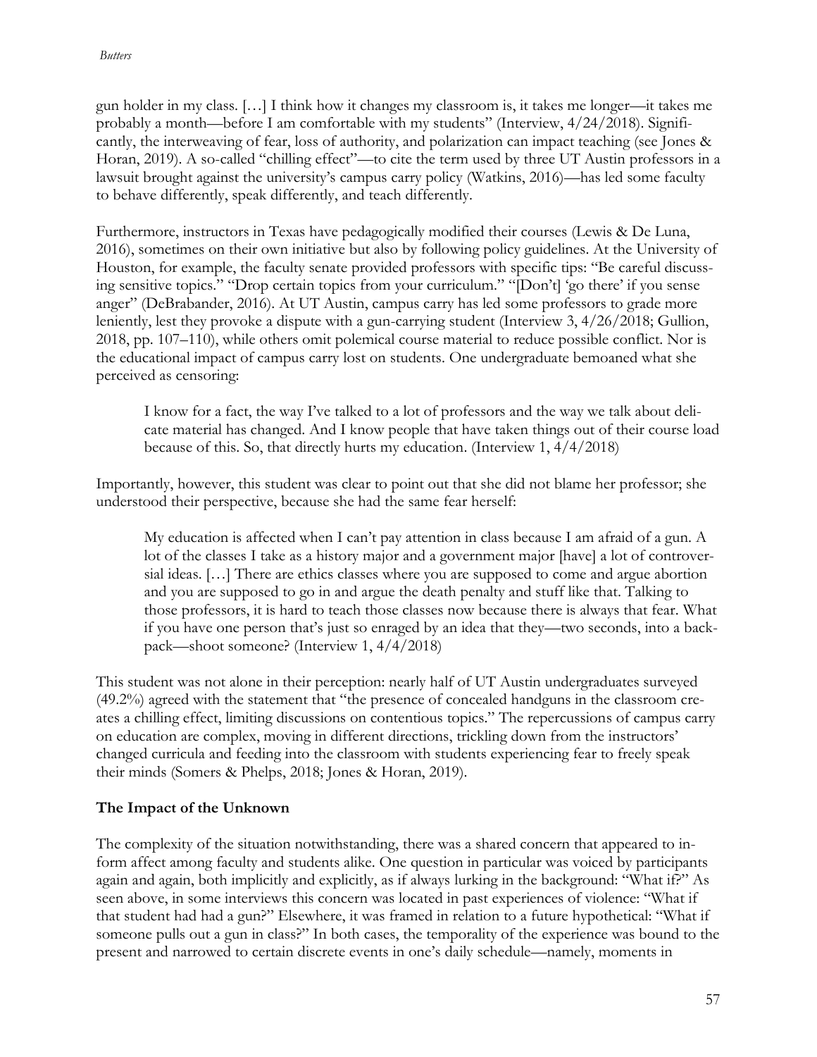gun holder in my class. […] I think how it changes my classroom is, it takes me longer—it takes me probably a month—before I am comfortable with my students" (Interview, 4/24/2018). Significantly, the interweaving of fear, loss of authority, and polarization can impact teaching (see Jones & Horan, 2019). A so-called "chilling effect"—to cite the term used by three UT Austin professors in a lawsuit brought against the university's campus carry policy (Watkins, 2016)—has led some faculty to behave differently, speak differently, and teach differently.

Furthermore, instructors in Texas have pedagogically modified their courses (Lewis & De Luna, 2016), sometimes on their own initiative but also by following policy guidelines. At the University of Houston, for example, the faculty senate provided professors with specific tips: "Be careful discussing sensitive topics." "Drop certain topics from your curriculum." "[Don't] 'go there' if you sense anger" (DeBrabander, 2016). At UT Austin, campus carry has led some professors to grade more leniently, lest they provoke a dispute with a gun-carrying student (Interview 3, 4/26/2018; Gullion, 2018, pp. 107–110), while others omit polemical course material to reduce possible conflict. Nor is the educational impact of campus carry lost on students. One undergraduate bemoaned what she perceived as censoring:

> I know for a fact, the way I've talked to a lot of professors and the way we talk about delicate material has changed. And I know people that have taken things out of their course load because of this. So, that directly hurts my education. (Interview 1, 4/4/2018)

Importantly, however, this student was clear to point out that she did not blame her professor; she understood their perspective, because she had the same fear herself:

> My education is affected when I can't pay attention in class because I am afraid of a gun. A lot of the classes I take as a history major and a government major [have] a lot of controversial ideas. […] There are ethics classes where you are supposed to come and argue abortion and you are supposed to go in and argue the death penalty and stuff like that. Talking to those professors, it is hard to teach those classes now because there is always that fear. What if you have one person that's just so enraged by an idea that they—two seconds, into a backpack—shoot someone? (Interview 1, 4/4/2018)

This student was not alone in their perception: nearly half of UT Austin undergraduates surveyed (49.2%) agreed with the statement that "the presence of concealed handguns in the classroom creates a chilling effect, limiting discussions on contentious topics." The repercussions of campus carry on education are complex, moving in different directions, trickling down from the instructors' changed curricula and feeding into the classroom with students experiencing fear to freely speak their minds (Somers & Phelps, 2018; Jones & Horan, 2019).

## The Impact of the Unknown

The complexity of the situation notwithstanding, there was a shared concern that appeared to inform affect among faculty and students alike. One question in particular was voiced by participants again and again, both implicitly and explicitly, as if always lurking in the background: "What if?" As seen above, in some interviews this concern was located in past experiences of violence: "What if that student had had a gun?" Elsewhere, it was framed in relation to a future hypothetical: "What if someone pulls out a gun in class?" In both cases, the temporality of the experience was bound to the present and narrowed to certain discrete events in one's daily schedule—namely, moments in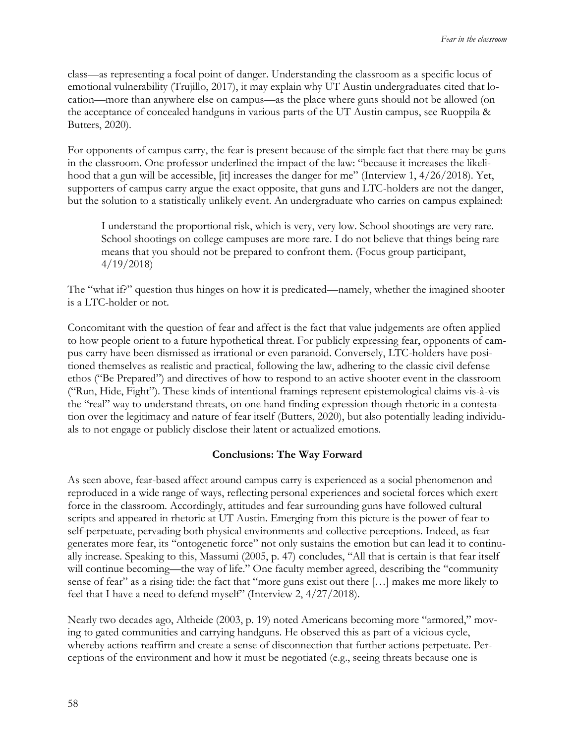class—as representing a focal point of danger. Understanding the classroom as a specific locus of emotional vulnerability (Trujillo, 2017), it may explain why UT Austin undergraduates cited that location—more than anywhere else on campus—as the place where guns should not be allowed (on the acceptance of concealed handguns in various parts of the UT Austin campus, see Ruoppila & Butters, 2020).

For opponents of campus carry, the fear is present because of the simple fact that there may be guns in the classroom. One professor underlined the impact of the law: "because it increases the likelihood that a gun will be accessible, [it] increases the danger for me" (Interview 1, 4/26/2018). Yet, supporters of campus carry argue the exact opposite, that guns and LTC-holders are not the danger, but the solution to a statistically unlikely event. An undergraduate who carries on campus explained:

> I understand the proportional risk, which is very, very low. School shootings are very rare. School shootings on college campuses are more rare. I do not believe that things being rare means that you should not be prepared to confront them. (Focus group participant, 4/19/2018)

The "what if?" question thus hinges on how it is predicated—namely, whether the imagined shooter is a LTC-holder or not.

Concomitant with the question of fear and affect is the fact that value judgements are often applied to how people orient to a future hypothetical threat. For publicly expressing fear, opponents of campus carry have been dismissed as irrational or even paranoid. Conversely, LTC-holders have positioned themselves as realistic and practical, following the law, adhering to the classic civil defense ethos ("Be Prepared") and directives of how to respond to an active shooter event in the classroom ("Run, Hide, Fight"). These kinds of intentional framings represent epistemological claims vis-à-vis the "real" way to understand threats, on one hand finding expression though rhetoric in a contestation over the legitimacy and nature of fear itself (Butters, 2020), but also potentially leading individuals to not engage or publicly disclose their latent or actualized emotions.

## Conclusions: The Way Forward

As seen above, fear-based affect around campus carry is experienced as a social phenomenon and reproduced in a wide range of ways, reflecting personal experiences and societal forces which exert force in the classroom. Accordingly, attitudes and fear surrounding guns have followed cultural scripts and appeared in rhetoric at UT Austin. Emerging from this picture is the power of fear to self-perpetuate, pervading both physical environments and collective perceptions. Indeed, as fear generates more fear, its "ontogenetic force" not only sustains the emotion but can lead it to continually increase. Speaking to this, Massumi (2005, p. 47) concludes, "All that is certain is that fear itself will continue becoming—the way of life." One faculty member agreed, describing the "community sense of fear" as a rising tide: the fact that "more guns exist out there […] makes me more likely to feel that I have a need to defend myself" (Interview 2, 4/27/2018).

Nearly two decades ago, Altheide (2003, p. 19) noted Americans becoming more "armored," moving to gated communities and carrying handguns. He observed this as part of a vicious cycle, whereby actions reaffirm and create a sense of disconnection that further actions perpetuate. Perceptions of the environment and how it must be negotiated (e.g., seeing threats because one is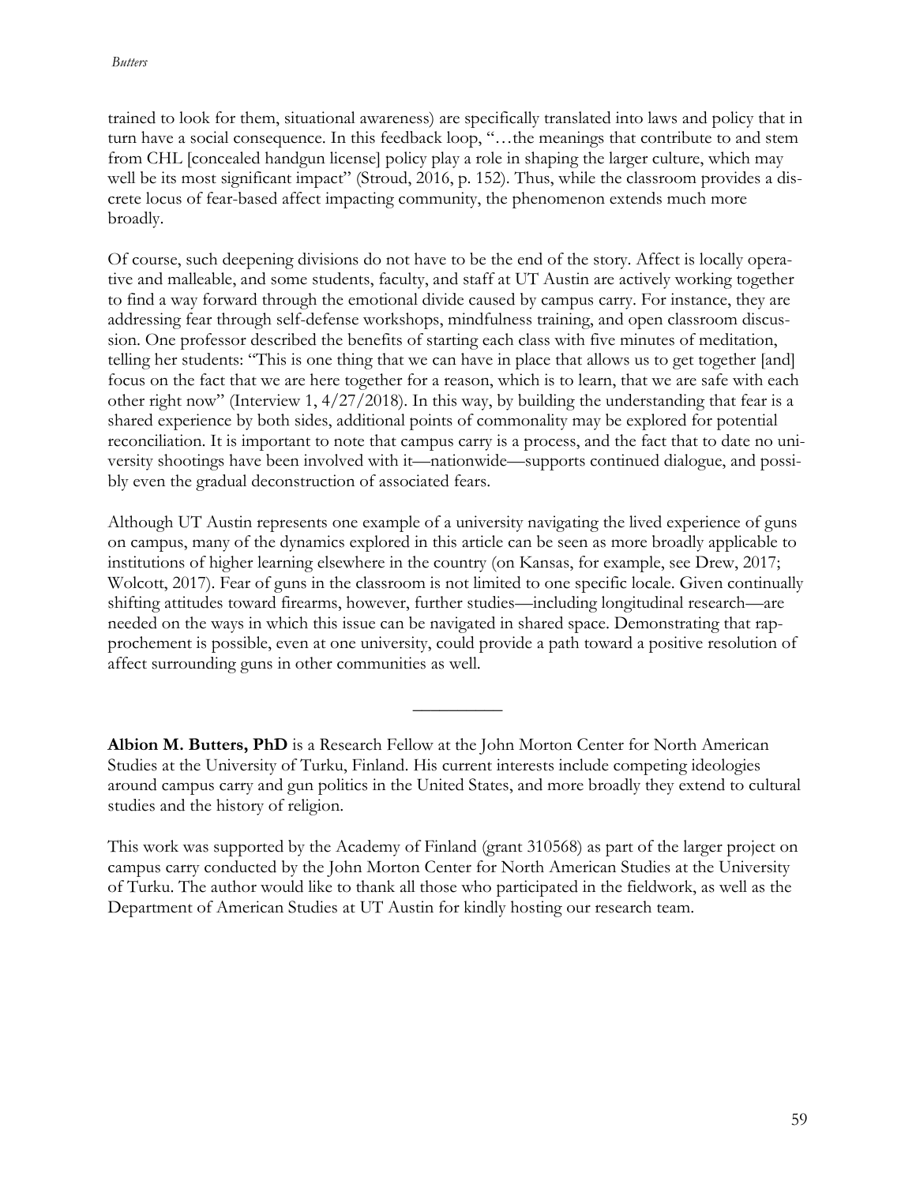trained to look for them, situational awareness) are specifically translated into laws and policy that in turn have a social consequence. In this feedback loop, "…the meanings that contribute to and stem from CHL [concealed handgun license] policy play a role in shaping the larger culture, which may well be its most significant impact" (Stroud, 2016, p. 152). Thus, while the classroom provides a discrete locus of fear-based affect impacting community, the phenomenon extends much more broadly.

Of course, such deepening divisions do not have to be the end of the story. Affect is locally operative and malleable, and some students, faculty, and staff at UT Austin are actively working together to find a way forward through the emotional divide caused by campus carry. For instance, they are addressing fear through self-defense workshops, mindfulness training, and open classroom discussion. One professor described the benefits of starting each class with five minutes of meditation, telling her students: "This is one thing that we can have in place that allows us to get together [and] focus on the fact that we are here together for a reason, which is to learn, that we are safe with each other right now" (Interview 1, 4/27/2018). In this way, by building the understanding that fear is a shared experience by both sides, additional points of commonality may be explored for potential reconciliation. It is important to note that campus carry is a process, and the fact that to date no university shootings have been involved with it—nationwide—supports continued dialogue, and possibly even the gradual deconstruction of associated fears.

Although UT Austin represents one example of a university navigating the lived experience of guns on campus, many of the dynamics explored in this article can be seen as more broadly applicable to institutions of higher learning elsewhere in the country (on Kansas, for example, see Drew, 2017; Wolcott, 2017). Fear of guns in the classroom is not limited to one specific locale. Given continually shifting attitudes toward firearms, however, further studies—including longitudinal research—are needed on the ways in which this issue can be navigated in shared space. Demonstrating that rapprochement is possible, even at one university, could provide a path toward a positive resolution of affect surrounding guns in other communities as well.

---

**Albion M. Butters, PhD** is a Research Fellow at the John Morton Center for North American Studies at the University of Turku, Finland. His current interests include competing ideologies around campus carry and gun politics in the United States, and more broadly they extend to cultural studies and the history of religion.

This work was supported by the Academy of Finland (grant 310568) as part of the larger project on campus carry conducted by the John Morton Center for North American Studies at the University of Turku. The author would like to thank all those who participated in the fieldwork, as well as the Department of American Studies at UT Austin for kindly hosting our research team.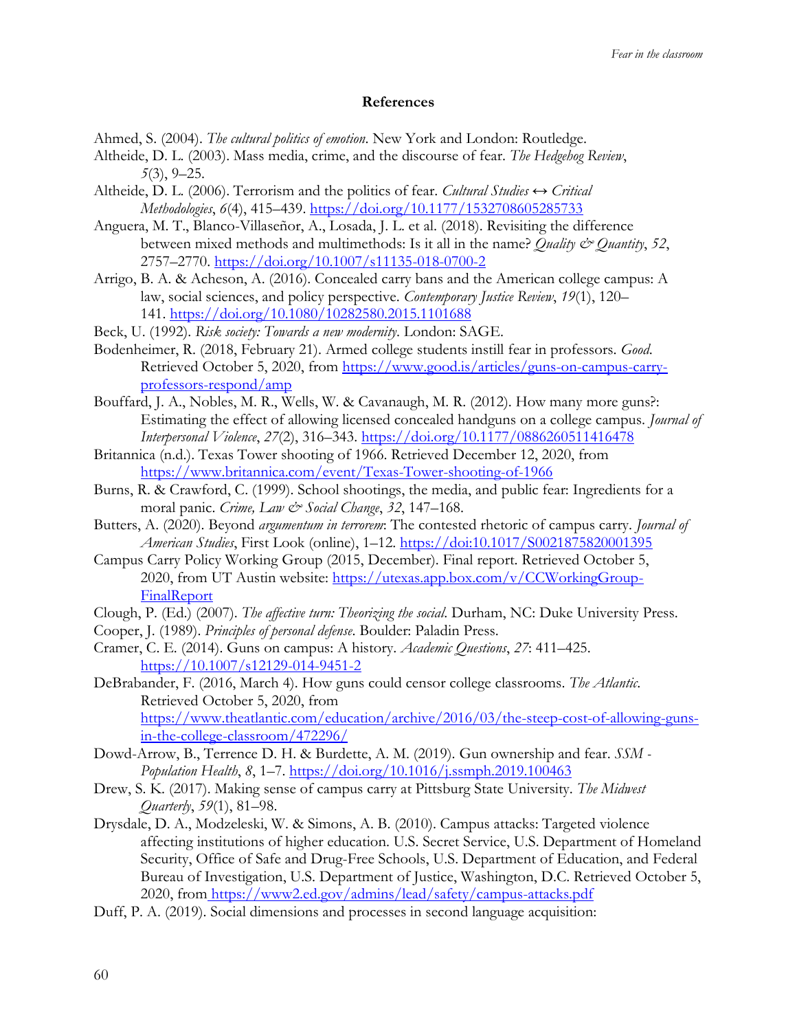## References

Ahmed, S. (2004). *The cultural politics of emotion*. New York and London: Routledge.

Altheide, D. L. (2003). Mass media, crime, and the discourse of fear. *The Hedgehog Review*, *5*(3), 9–25.

Altheide, D. L. (2006). Terrorism and the politics of fear. *Cultural Studies ↔ Critical Methodologies*, *6*(4), 415–439. https://doi.org/10.1177/1532708605285733

Anguera, M. T., Blanco-Villaseñor, A., Losada, J. L. et al. (2018). Revisiting the difference between mixed methods and multimethods: Is it all in the name? *Quality & Quantity*, *52*, 2757–2770. https://doi.org/10.1007/s11135-018-0700-2

Arrigo, B. A. & Acheson, A. (2016). Concealed carry bans and the American college campus: A law, social sciences, and policy perspective. *Contemporary Justice Review*, *19*(1), 120–141. https://doi.org/10.1080/10282580.2015.1101688

Beck, U. (1992). *Risk society: Towards a new modernity*. London: SAGE.

Bodenheimer, R. (2018, February 21). Armed college students instill fear in professors. *Good*. Retrieved October 5, 2020, from https://www.good.is/articles/guns-on-campus-carry-professors-respond/amp

Bouffard, J. A., Nobles, M. R., Wells, W. & Cavanaugh, M. R. (2012). How many more guns?: Estimating the effect of allowing licensed concealed handguns on a college campus. *Journal of Interpersonal Violence*, *27*(2), 316–343. https://doi.org/10.1177/0886260511416478

Britannica (n.d.). Texas Tower shooting of 1966. Retrieved December 12, 2020, from https://www.britannica.com/event/Texas-Tower-shooting-of-1966

Burns, R. & Crawford, C. (1999). School shootings, the media, and public fear: Ingredients for a moral panic. *Crime, Law & Social Change*, *32*, 147–168.

Butters, A. (2020). Beyond *argumentum in terrorem*: The contested rhetoric of campus carry. *Journal of American Studies*, First Look (online), 1–12. https://doi:10.1017/S0021875820001395

Campus Carry Policy Working Group (2015, December). Final report. Retrieved October 5, 2020, from UT Austin website: https://utexas.app.box.com/v/CCWorkingGroup-FinalReport

Clough, P. (Ed.) (2007). *The affective turn: Theorizing the social*. Durham, NC: Duke University Press.

Cooper, J. (1989). *Principles of personal defense*. Boulder: Paladin Press.

Cramer, C. E. (2014). Guns on campus: A history. *Academic Questions*, *27*: 411–425. https://10.1007/s12129-014-9451-2

DeBrabander, F. (2016, March 4). How guns could censor college classrooms. *The Atlantic*. Retrieved October 5, 2020, from https://www.theatlantic.com/education/archive/2016/03/the-steep-cost-of-allowing-guns-in-the-college-classroom/472296/

Dowd-Arrow, B., Terrence D. H. & Burdette, A. M. (2019). Gun ownership and fear. *SSM - Population Health*, *8*, 1–7. https://doi.org/10.1016/j.ssmph.2019.100463

Drew, S. K. (2017). Making sense of campus carry at Pittsburg State University. *The Midwest Quarterly*, *59*(1), 81–98.

Drysdale, D. A., Modzeleski, W. & Simons, A. B. (2010). Campus attacks: Targeted violence affecting institutions of higher education. U.S. Secret Service, U.S. Department of Homeland Security, Office of Safe and Drug-Free Schools, U.S. Department of Education, and Federal Bureau of Investigation, U.S. Department of Justice, Washington, D.C. Retrieved October 5, 2020, from https://www2.ed.gov/admins/lead/safety/campus-attacks.pdf

Duff, P. A. (2019). Social dimensions and processes in second language acquisition: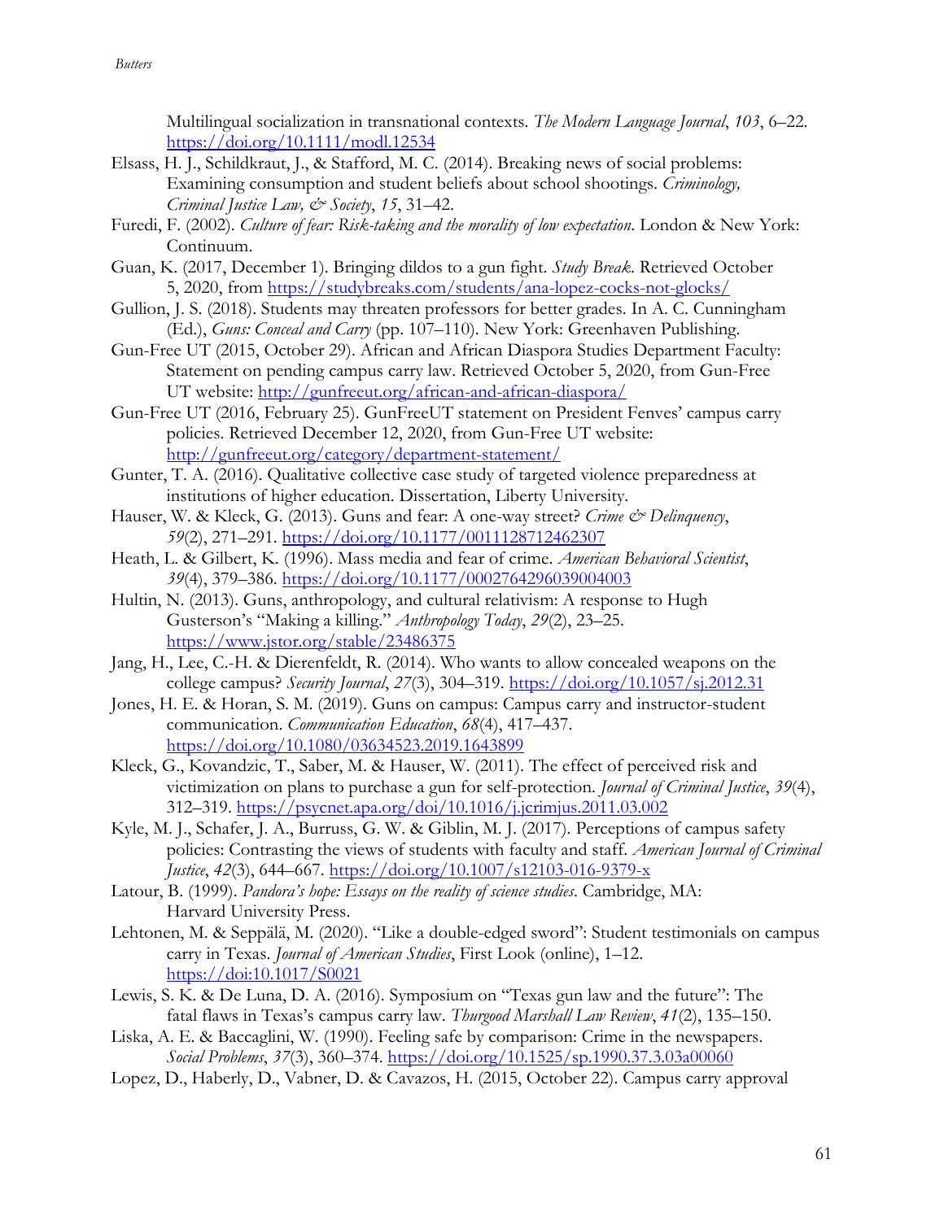Multilingual socialization in transnational contexts. *The Modern Language Journal*, *103*, 6–22. https://doi.org/10.1111/modl.12534

Elsass, H. J., Schildkraut, J., & Stafford, M. C. (2014). Breaking news of social problems: Examining consumption and student beliefs about school shootings. *Criminology, Criminal Justice Law, & Society*, *15*, 31–42.

Furedi, F. (2002). *Culture of fear: Risk-taking and the morality of low expectation*. London & New York: Continuum.

Guan, K. (2017, December 1). Bringing dildos to a gun fight. *Study Break*. Retrieved October 5, 2020, from https://studybreaks.com/students/ana-lopez-cocks-not-glocks/

Gullion, J. S. (2018). Students may threaten professors for better grades. In A. C. Cunningham (Ed.), *Guns: Conceal and Carry* (pp. 107–110). New York: Greenhaven Publishing.

Gun-Free UT (2015, October 29). African and African Diaspora Studies Department Faculty: Statement on pending campus carry law. Retrieved October 5, 2020, from Gun-Free UT website: http://gunfreeut.org/african-and-african-diaspora/

Gun-Free UT (2016, February 25). GunFreeUT statement on President Fenves' campus carry policies. Retrieved December 12, 2020, from Gun-Free UT website: http://gunfreeut.org/category/department-statement/

Gunter, T. A. (2016). Qualitative collective case study of targeted violence preparedness at institutions of higher education. Dissertation, Liberty University.

Hauser, W. & Kleck, G. (2013). Guns and fear: A one-way street? *Crime & Delinquency*, *59*(2), 271–291. https://doi.org/10.1177/0011128712462307

Heath, L. & Gilbert, K. (1996). Mass media and fear of crime. *American Behavioral Scientist*, *39*(4), 379–386. https://doi.org/10.1177/0002764296039004003

Hultin, N. (2013). Guns, anthropology, and cultural relativism: A response to Hugh Gusterson's "Making a killing." *Anthropology Today*, *29*(2), 23–25. https://www.jstor.org/stable/23486375

Jang, H., Lee, C.-H. & Dierenfeldt, R. (2014). Who wants to allow concealed weapons on the college campus? *Security Journal*, *27*(3), 304–319. https://doi.org/10.1057/sj.2012.31

Jones, H. E. & Horan, S. M. (2019). Guns on campus: Campus carry and instructor-student communication. *Communication Education*, *68*(4), 417–437. https://doi.org/10.1080/03634523.2019.1643899

Kleck, G., Kovandzic, T., Saber, M. & Hauser, W. (2011). The effect of perceived risk and victimization on plans to purchase a gun for self-protection. *Journal of Criminal Justice*, *39*(4), 312–319. https://psycnet.apa.org/doi/10.1016/j.jcrimjus.2011.03.002

Kyle, M. J., Schafer, J. A., Burruss, G. W. & Giblin, M. J. (2017). Perceptions of campus safety policies: Contrasting the views of students with faculty and staff. *American Journal of Criminal Justice*, *42*(3), 644–667. https://doi.org/10.1007/s12103-016-9379-x

Latour, B. (1999). *Pandora's hope: Essays on the reality of science studies*. Cambridge, MA: Harvard University Press.

Lehtonen, M. & Seppälä, M. (2020). "Like a double-edged sword": Student testimonials on campus carry in Texas. *Journal of American Studies*, First Look (online), 1–12. https://doi:10.1017/S0021

Lewis, S. K. & De Luna, D. A. (2016). Symposium on "Texas gun law and the future": The fatal flaws in Texas's campus carry law. *Thurgood Marshall Law Review*, *41*(2), 135–150.

Liska, A. E. & Baccaglini, W. (1990). Feeling safe by comparison: Crime in the newspapers. *Social Problems*, *37*(3), 360–374. https://doi.org/10.1525/sp.1990.37.3.03a00060

Lopez, D., Haberly, D., Vabner, D. & Cavazos, H. (2015, October 22). Campus carry approval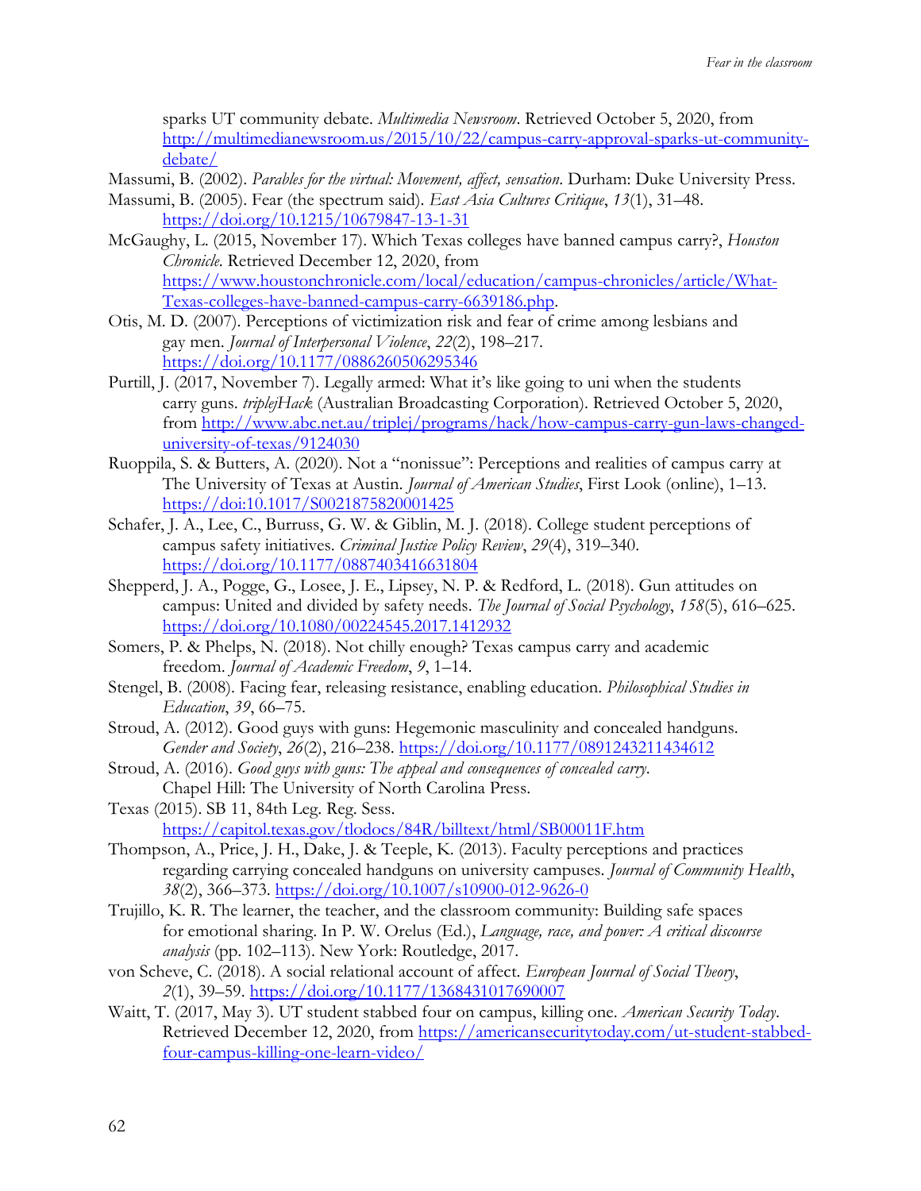sparks UT community debate. *Multimedia Newsroom*. Retrieved October 5, 2020, from http://multimedianewsroom.us/2015/10/22/campus-carry-approval-sparks-ut-community-debate/

Massumi, B. (2002). *Parables for the virtual: Movement, affect, sensation*. Durham: Duke University Press.

Massumi, B. (2005). Fear (the spectrum said). *East Asia Cultures Critique*, *13*(1), 31–48. https://doi.org/10.1215/10679847-13-1-31

McGaughy, L. (2015, November 17). Which Texas colleges have banned campus carry?, *Houston Chronicle*. Retrieved December 12, 2020, from https://www.houstonchronicle.com/local/education/campus-chronicles/article/What-Texas-colleges-have-banned-campus-carry-6639186.php.

Otis, M. D. (2007). Perceptions of victimization risk and fear of crime among lesbians and gay men. *Journal of Interpersonal Violence*, *22*(2), 198–217. https://doi.org/10.1177/0886260506295346

Purtill, J. (2017, November 7). Legally armed: What it's like going to uni when the students carry guns. *triplejHack* (Australian Broadcasting Corporation). Retrieved October 5, 2020, from http://www.abc.net.au/triplej/programs/hack/how-campus-carry-gun-laws-changed-university-of-texas/9124030

Ruoppila, S. & Butters, A. (2020). Not a "nonissue": Perceptions and realities of campus carry at The University of Texas at Austin. *Journal of American Studies*, First Look (online), 1–13. https://doi:10.1017/S0021875820001425

Schafer, J. A., Lee, C., Burruss, G. W. & Giblin, M. J. (2018). College student perceptions of campus safety initiatives. *Criminal Justice Policy Review*, *29*(4), 319–340. https://doi.org/10.1177/0887403416631804

Shepperd, J. A., Pogge, G., Losee, J. E., Lipsey, N. P. & Redford, L. (2018). Gun attitudes on campus: United and divided by safety needs. *The Journal of Social Psychology*, *158*(5), 616–625. https://doi.org/10.1080/00224545.2017.1412932

Somers, P. & Phelps, N. (2018). Not chilly enough? Texas campus carry and academic freedom. *Journal of Academic Freedom*, *9*, 1–14.

Stengel, B. (2008). Facing fear, releasing resistance, enabling education. *Philosophical Studies in Education*, *39*, 66–75.

Stroud, A. (2012). Good guys with guns: Hegemonic masculinity and concealed handguns. *Gender and Society*, *26*(2), 216–238. https://doi.org/10.1177/0891243211434612

Stroud, A. (2016). *Good guys with guns: The appeal and consequences of concealed carry*. Chapel Hill: The University of North Carolina Press.

Texas (2015). SB 11, 84th Leg. Reg. Sess. https://capitol.texas.gov/tlodocs/84R/billtext/html/SB00011F.htm

Thompson, A., Price, J. H., Dake, J. & Teeple, K. (2013). Faculty perceptions and practices regarding carrying concealed handguns on university campuses. *Journal of Community Health*, *38*(2), 366–373. https://doi.org/10.1007/s10900-012-9626-0

Trujillo, K. R. The learner, the teacher, and the classroom community: Building safe spaces for emotional sharing. In P. W. Orelus (Ed.), *Language, race, and power: A critical discourse analysis* (pp. 102–113). New York: Routledge, 2017.

von Scheve, C. (2018). A social relational account of affect. *European Journal of Social Theory*, *2*(1), 39–59. https://doi.org/10.1177/1368431017690007

Waitt, T. (2017, May 3). UT student stabbed four on campus, killing one. *American Security Today*. Retrieved December 12, 2020, from https://americansecuritytoday.com/ut-student-stabbed-four-campus-killing-one-learn-video/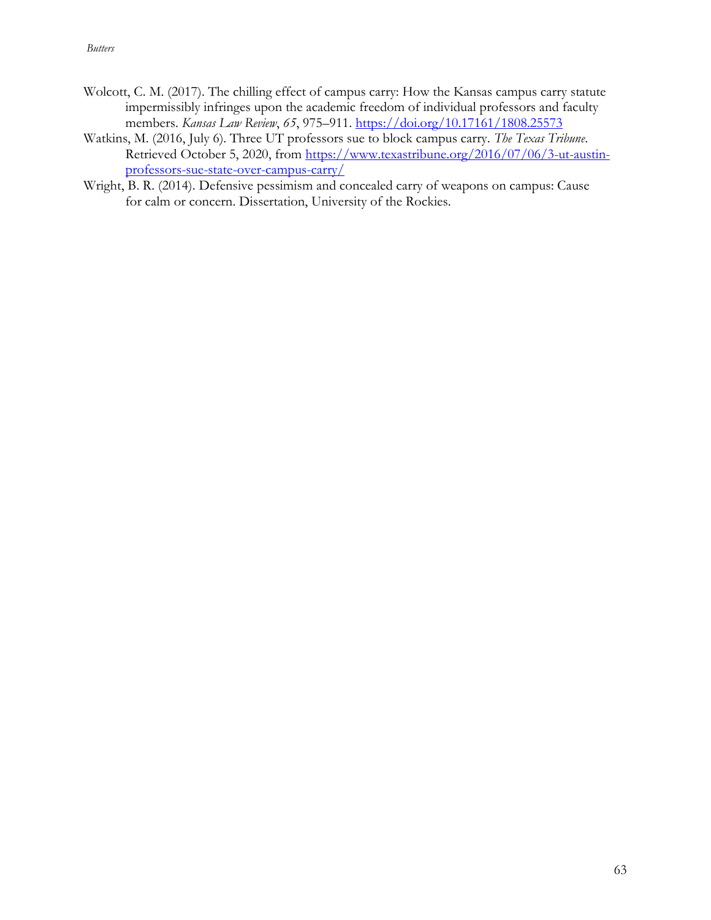Wolcott, C. M. (2017). The chilling effect of campus carry: How the Kansas campus carry statute impermissibly infringes upon the academic freedom of individual professors and faculty members. *Kansas Law Review*, *65*, 975–911. https://doi.org/10.17161/1808.25573

Watkins, M. (2016, July 6). Three UT professors sue to block campus carry. *The Texas Tribune*. Retrieved October 5, 2020, from https://www.texastribune.org/2016/07/06/3-ut-austin-professors-sue-state-over-campus-carry/

Wright, B. R. (2014). Defensive pessimism and concealed carry of weapons on campus: Cause for calm or concern. Dissertation, University of the Rockies.